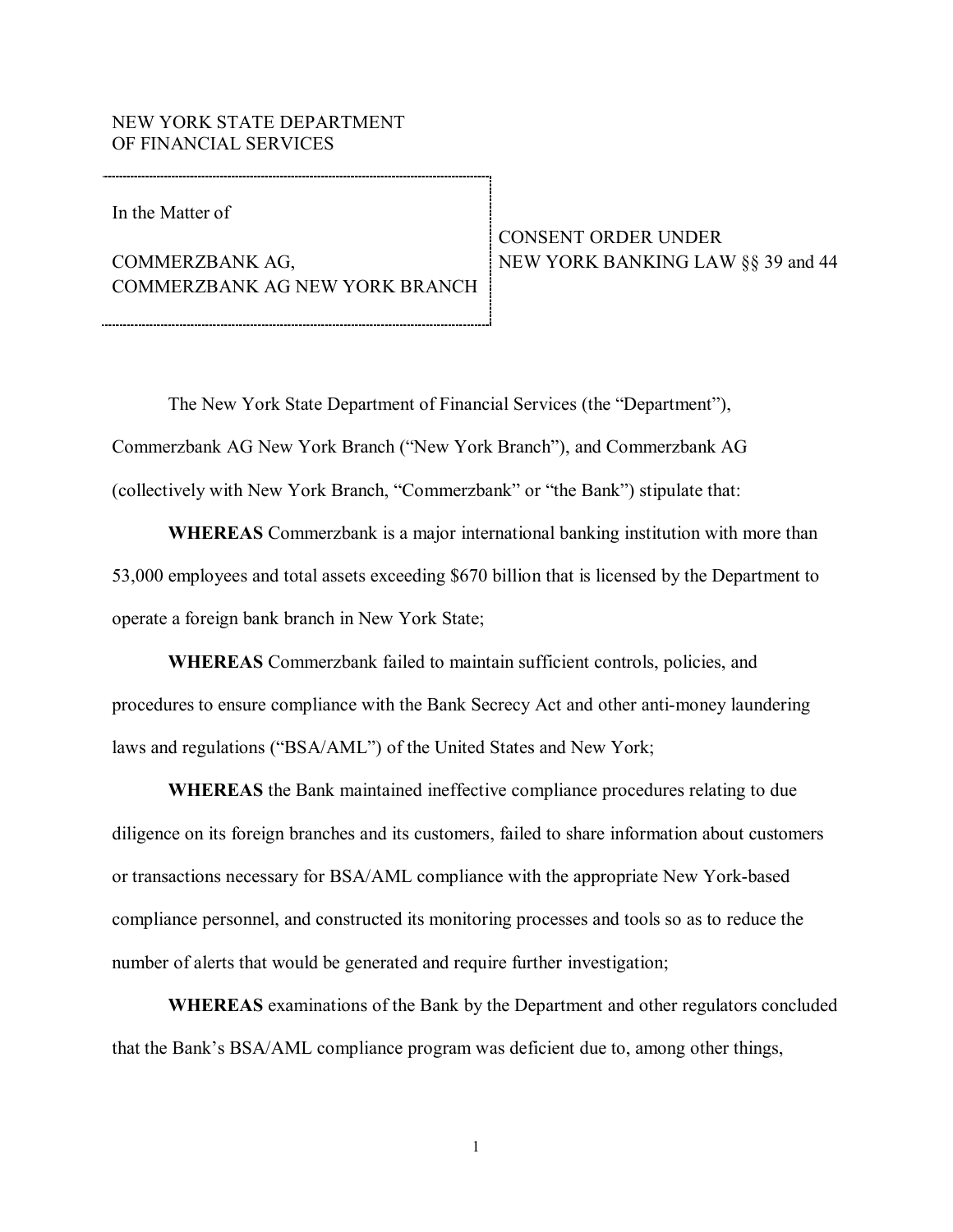NEW YORK STATE DEPARTMENT
OF FINANCIAL SERVICES

| | |
|---|---|
| In the Matter of<br><br>COMMERZBANK AG,<br>COMMERZBANK AG NEW YORK BRANCH | CONSENT ORDER UNDER<br>NEW YORK BANKING LAW §§ 39 and 44 |

The New York State Department of Financial Services (the "Department"), Commerzbank AG New York Branch ("New York Branch"), and Commerzbank AG (collectively with New York Branch, "Commerzbank" or "the Bank") stipulate that:

**WHEREAS** Commerzbank is a major international banking institution with more than 53,000 employees and total assets exceeding $670 billion that is licensed by the Department to operate a foreign bank branch in New York State;

**WHEREAS** Commerzbank failed to maintain sufficient controls, policies, and procedures to ensure compliance with the Bank Secrecy Act and other anti-money laundering laws and regulations ("BSA/AML") of the United States and New York;

**WHEREAS** the Bank maintained ineffective compliance procedures relating to due diligence on its foreign branches and its customers, failed to share information about customers or transactions necessary for BSA/AML compliance with the appropriate New York-based compliance personnel, and constructed its monitoring processes and tools so as to reduce the number of alerts that would be generated and require further investigation;

**WHEREAS** examinations of the Bank by the Department and other regulators concluded that the Bank's BSA/AML compliance program was deficient due to, among other things,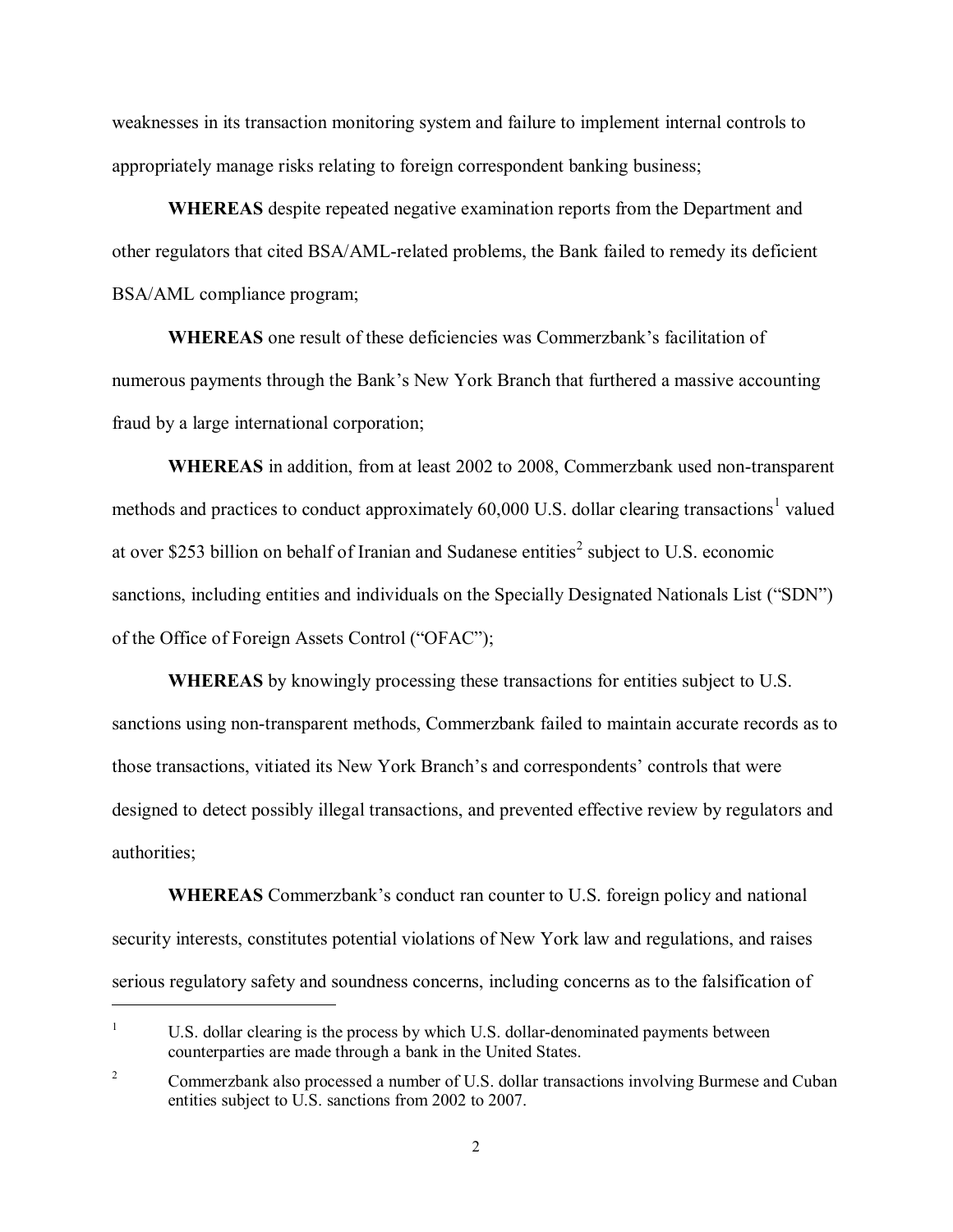weaknesses in its transaction monitoring system and failure to implement internal controls to appropriately manage risks relating to foreign correspondent banking business;

**WHEREAS** despite repeated negative examination reports from the Department and other regulators that cited BSA/AML-related problems, the Bank failed to remedy its deficient BSA/AML compliance program;

**WHEREAS** one result of these deficiencies was Commerzbank's facilitation of numerous payments through the Bank's New York Branch that furthered a massive accounting fraud by a large international corporation;

**WHEREAS** in addition, from at least 2002 to 2008, Commerzbank used non-transparent methods and practices to conduct approximately 60,000 U.S. dollar clearing transactions[1] valued at over $253 billion on behalf of Iranian and Sudanese entities[2] subject to U.S. economic sanctions, including entities and individuals on the Specially Designated Nationals List ("SDN") of the Office of Foreign Assets Control ("OFAC");

**WHEREAS** by knowingly processing these transactions for entities subject to U.S. sanctions using non-transparent methods, Commerzbank failed to maintain accurate records as to those transactions, vitiated its New York Branch's and correspondents' controls that were designed to detect possibly illegal transactions, and prevented effective review by regulators and authorities;

**WHEREAS** Commerzbank's conduct ran counter to U.S. foreign policy and national security interests, constitutes potential violations of New York law and regulations, and raises serious regulatory safety and soundness concerns, including concerns as to the falsification of

---

[1] U.S. dollar clearing is the process by which U.S. dollar-denominated payments between counterparties are made through a bank in the United States.

[2] Commerzbank also processed a number of U.S. dollar transactions involving Burmese and Cuban entities subject to U.S. sanctions from 2002 to 2007.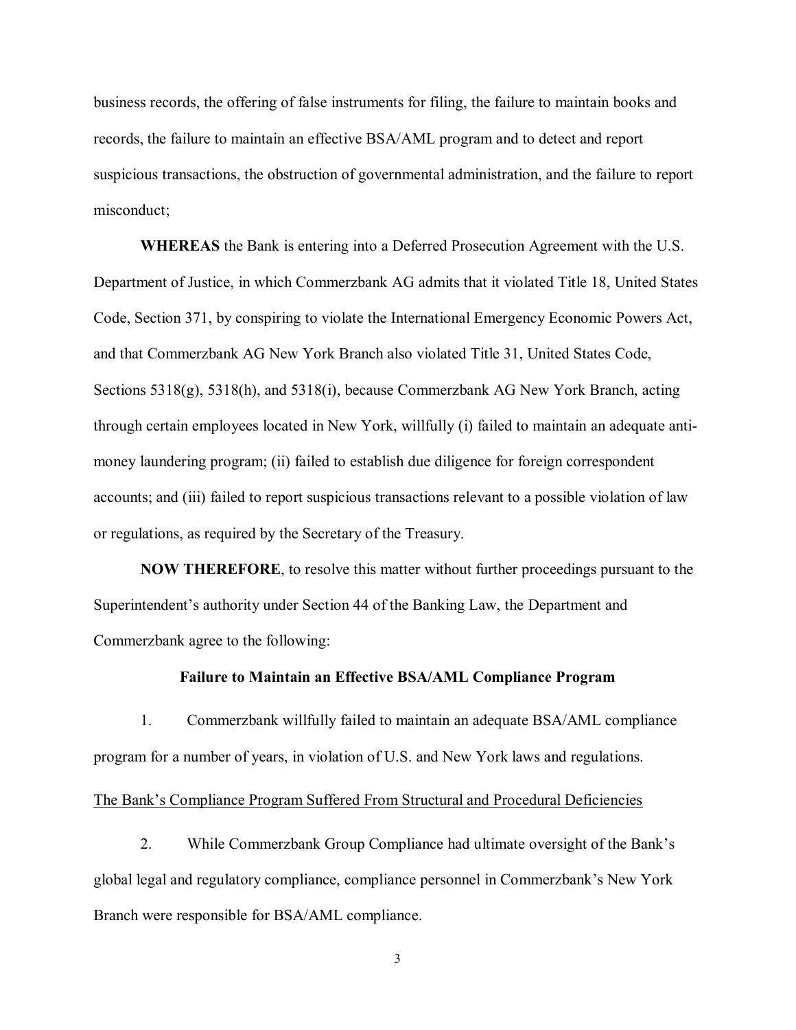business records, the offering of false instruments for filing, the failure to maintain books and records, the failure to maintain an effective BSA/AML program and to detect and report suspicious transactions, the obstruction of governmental administration, and the failure to report misconduct;

**WHEREAS** the Bank is entering into a Deferred Prosecution Agreement with the U.S. Department of Justice, in which Commerzbank AG admits that it violated Title 18, United States Code, Section 371, by conspiring to violate the International Emergency Economic Powers Act, and that Commerzbank AG New York Branch also violated Title 31, United States Code, Sections 5318(g), 5318(h), and 5318(i), because Commerzbank AG New York Branch, acting through certain employees located in New York, willfully (i) failed to maintain an adequate anti-money laundering program; (ii) failed to establish due diligence for foreign correspondent accounts; and (iii) failed to report suspicious transactions relevant to a possible violation of law or regulations, as required by the Secretary of the Treasury.

**NOW THEREFORE**, to resolve this matter without further proceedings pursuant to the Superintendent's authority under Section 44 of the Banking Law, the Department and Commerzbank agree to the following:

**Failure to Maintain an Effective BSA/AML Compliance Program**

1. Commerzbank willfully failed to maintain an adequate BSA/AML compliance program for a number of years, in violation of U.S. and New York laws and regulations.

<u>The Bank's Compliance Program Suffered From Structural and Procedural Deficiencies</u>

2. While Commerzbank Group Compliance had ultimate oversight of the Bank's global legal and regulatory compliance, compliance personnel in Commerzbank's New York Branch were responsible for BSA/AML compliance.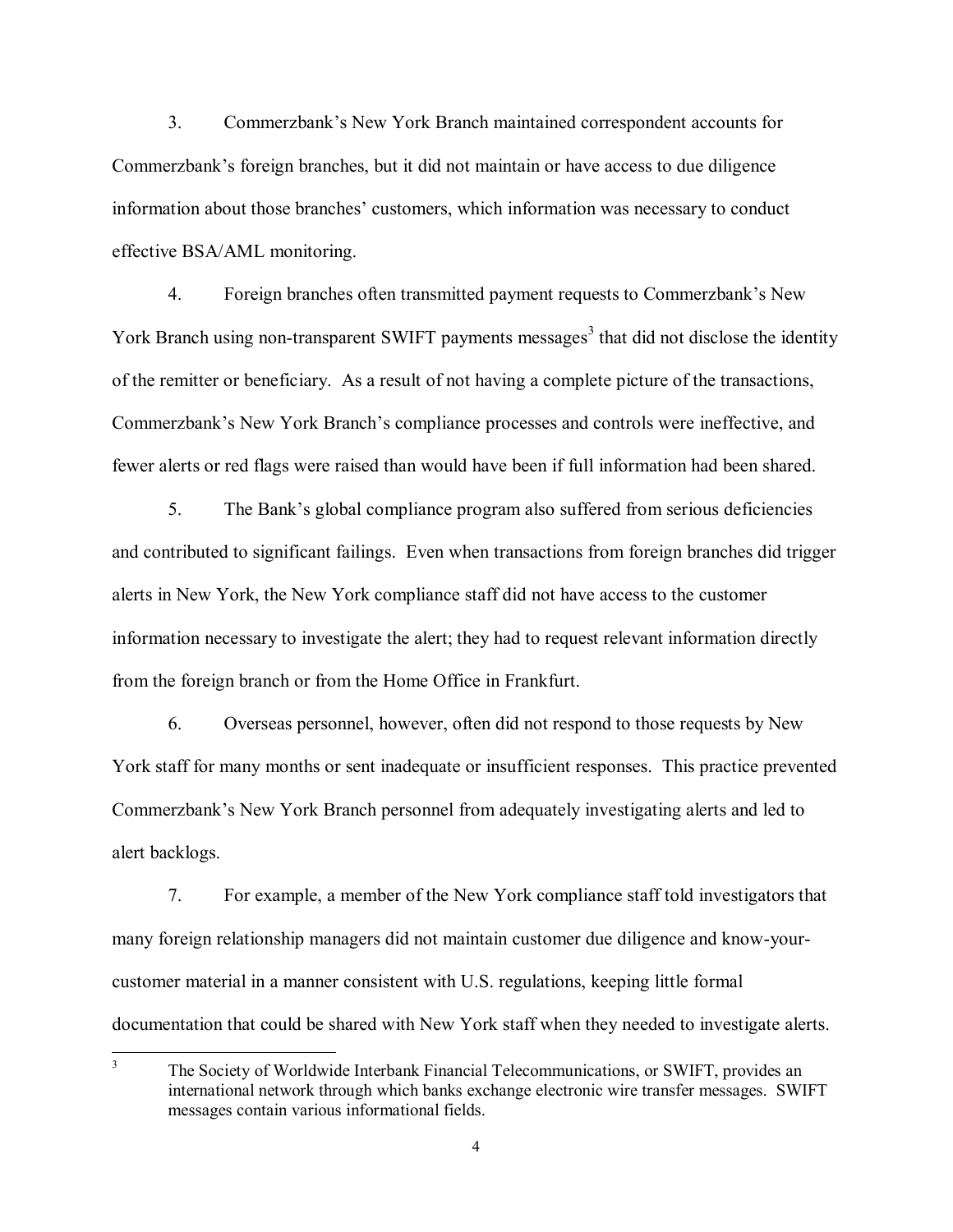3. Commerzbank's New York Branch maintained correspondent accounts for Commerzbank's foreign branches, but it did not maintain or have access to due diligence information about those branches' customers, which information was necessary to conduct effective BSA/AML monitoring.

4. Foreign branches often transmitted payment requests to Commerzbank's New York Branch using non-transparent SWIFT payments messages[3] that did not disclose the identity of the remitter or beneficiary. As a result of not having a complete picture of the transactions, Commerzbank's New York Branch's compliance processes and controls were ineffective, and fewer alerts or red flags were raised than would have been if full information had been shared.

5. The Bank's global compliance program also suffered from serious deficiencies and contributed to significant failings. Even when transactions from foreign branches did trigger alerts in New York, the New York compliance staff did not have access to the customer information necessary to investigate the alert; they had to request relevant information directly from the foreign branch or from the Home Office in Frankfurt.

6. Overseas personnel, however, often did not respond to those requests by New York staff for many months or sent inadequate or insufficient responses. This practice prevented Commerzbank's New York Branch personnel from adequately investigating alerts and led to alert backlogs.

7. For example, a member of the New York compliance staff told investigators that many foreign relationship managers did not maintain customer due diligence and know-your-customer material in a manner consistent with U.S. regulations, keeping little formal documentation that could be shared with New York staff when they needed to investigate alerts.

---

[3] The Society of Worldwide Interbank Financial Telecommunications, or SWIFT, provides an international network through which banks exchange electronic wire transfer messages. SWIFT messages contain various informational fields.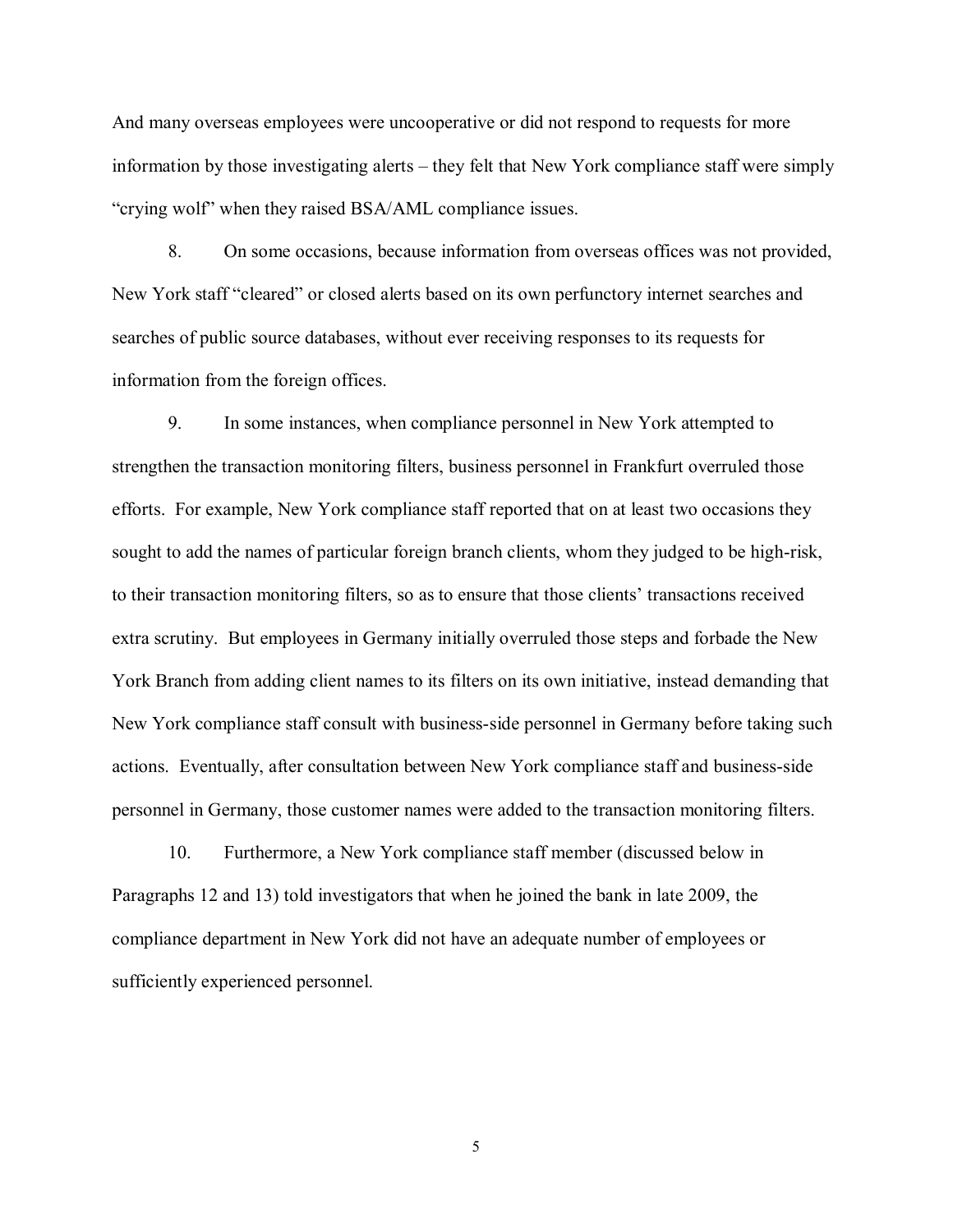And many overseas employees were uncooperative or did not respond to requests for more information by those investigating alerts – they felt that New York compliance staff were simply "crying wolf" when they raised BSA/AML compliance issues.

8. On some occasions, because information from overseas offices was not provided, New York staff "cleared" or closed alerts based on its own perfunctory internet searches and searches of public source databases, without ever receiving responses to its requests for information from the foreign offices.

9. In some instances, when compliance personnel in New York attempted to strengthen the transaction monitoring filters, business personnel in Frankfurt overruled those efforts. For example, New York compliance staff reported that on at least two occasions they sought to add the names of particular foreign branch clients, whom they judged to be high-risk, to their transaction monitoring filters, so as to ensure that those clients' transactions received extra scrutiny. But employees in Germany initially overruled those steps and forbade the New York Branch from adding client names to its filters on its own initiative, instead demanding that New York compliance staff consult with business-side personnel in Germany before taking such actions. Eventually, after consultation between New York compliance staff and business-side personnel in Germany, those customer names were added to the transaction monitoring filters.

10. Furthermore, a New York compliance staff member (discussed below in Paragraphs 12 and 13) told investigators that when he joined the bank in late 2009, the compliance department in New York did not have an adequate number of employees or sufficiently experienced personnel.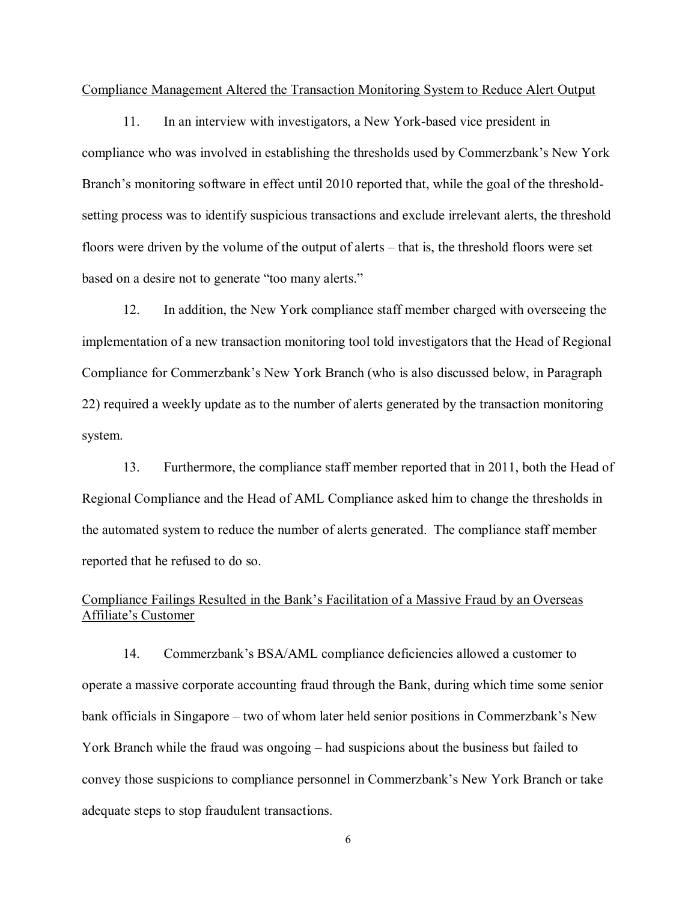<u>Compliance Management Altered the Transaction Monitoring System to Reduce Alert Output</u>

11. In an interview with investigators, a New York-based vice president in compliance who was involved in establishing the thresholds used by Commerzbank's New York Branch's monitoring software in effect until 2010 reported that, while the goal of the threshold-setting process was to identify suspicious transactions and exclude irrelevant alerts, the threshold floors were driven by the volume of the output of alerts – that is, the threshold floors were set based on a desire not to generate "too many alerts."

12. In addition, the New York compliance staff member charged with overseeing the implementation of a new transaction monitoring tool told investigators that the Head of Regional Compliance for Commerzbank's New York Branch (who is also discussed below, in Paragraph 22) required a weekly update as to the number of alerts generated by the transaction monitoring system.

13. Furthermore, the compliance staff member reported that in 2011, both the Head of Regional Compliance and the Head of AML Compliance asked him to change the thresholds in the automated system to reduce the number of alerts generated. The compliance staff member reported that he refused to do so.

<u>Compliance Failings Resulted in the Bank's Facilitation of a Massive Fraud by an Overseas Affiliate's Customer</u>

14. Commerzbank's BSA/AML compliance deficiencies allowed a customer to operate a massive corporate accounting fraud through the Bank, during which time some senior bank officials in Singapore – two of whom later held senior positions in Commerzbank's New York Branch while the fraud was ongoing – had suspicions about the business but failed to convey those suspicions to compliance personnel in Commerzbank's New York Branch or take adequate steps to stop fraudulent transactions.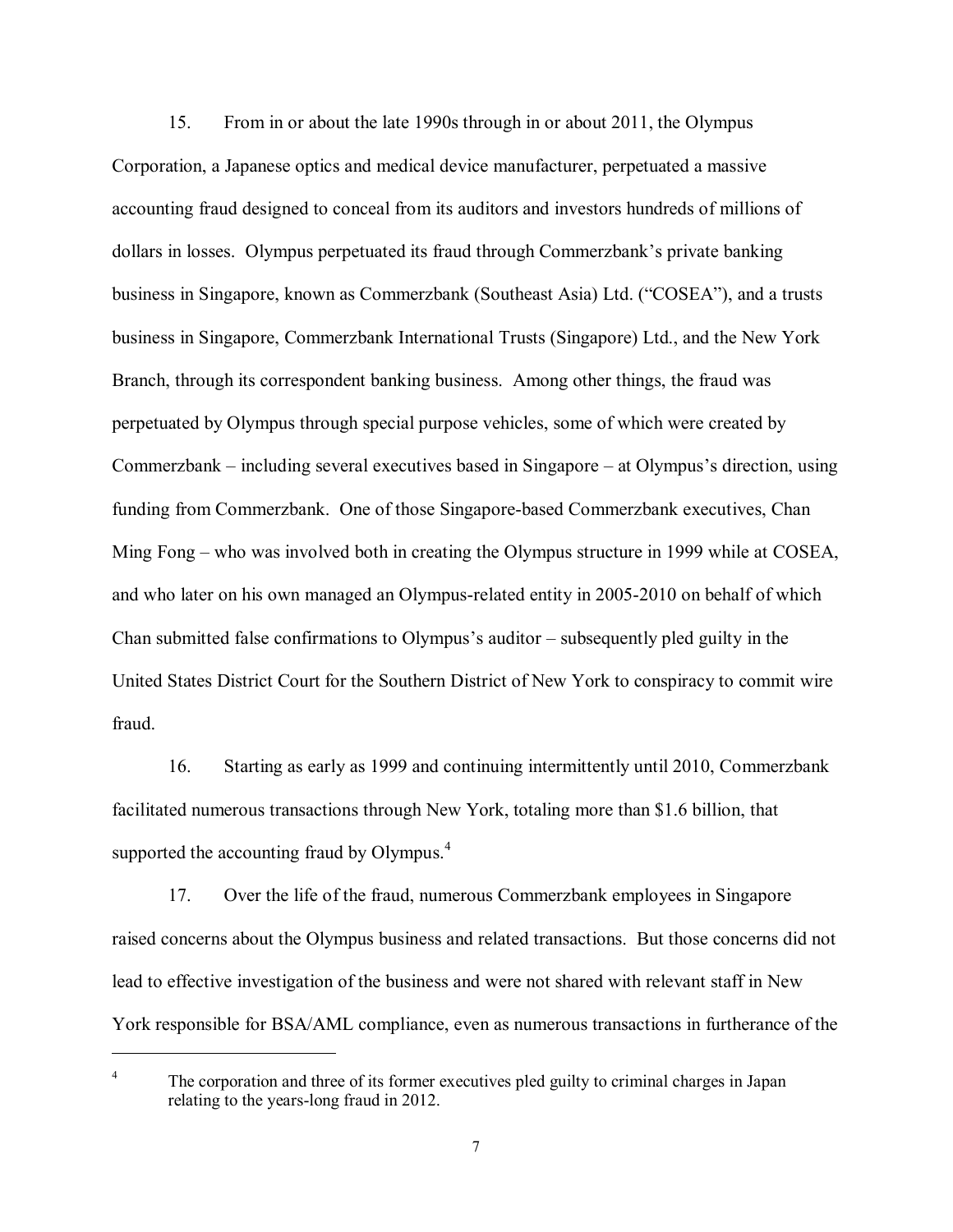15. From in or about the late 1990s through in or about 2011, the Olympus Corporation, a Japanese optics and medical device manufacturer, perpetuated a massive accounting fraud designed to conceal from its auditors and investors hundreds of millions of dollars in losses. Olympus perpetuated its fraud through Commerzbank's private banking business in Singapore, known as Commerzbank (Southeast Asia) Ltd. ("COSEA"), and a trusts business in Singapore, Commerzbank International Trusts (Singapore) Ltd., and the New York Branch, through its correspondent banking business. Among other things, the fraud was perpetuated by Olympus through special purpose vehicles, some of which were created by Commerzbank – including several executives based in Singapore – at Olympus's direction, using funding from Commerzbank. One of those Singapore-based Commerzbank executives, Chan Ming Fong – who was involved both in creating the Olympus structure in 1999 while at COSEA, and who later on his own managed an Olympus-related entity in 2005-2010 on behalf of which Chan submitted false confirmations to Olympus's auditor – subsequently pled guilty in the United States District Court for the Southern District of New York to conspiracy to commit wire fraud.

16. Starting as early as 1999 and continuing intermittently until 2010, Commerzbank facilitated numerous transactions through New York, totaling more than $1.6 billion, that supported the accounting fraud by Olympus.[4]

17. Over the life of the fraud, numerous Commerzbank employees in Singapore raised concerns about the Olympus business and related transactions. But those concerns did not lead to effective investigation of the business and were not shared with relevant staff in New York responsible for BSA/AML compliance, even as numerous transactions in furtherance of the

---

[4] The corporation and three of its former executives pled guilty to criminal charges in Japan relating to the years-long fraud in 2012.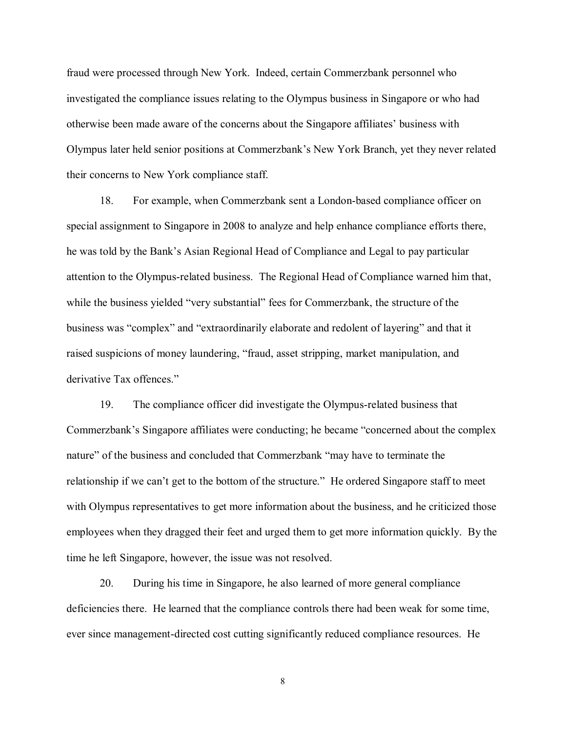fraud were processed through New York. Indeed, certain Commerzbank personnel who investigated the compliance issues relating to the Olympus business in Singapore or who had otherwise been made aware of the concerns about the Singapore affiliates' business with Olympus later held senior positions at Commerzbank's New York Branch, yet they never related their concerns to New York compliance staff.

18. For example, when Commerzbank sent a London-based compliance officer on special assignment to Singapore in 2008 to analyze and help enhance compliance efforts there, he was told by the Bank's Asian Regional Head of Compliance and Legal to pay particular attention to the Olympus-related business. The Regional Head of Compliance warned him that, while the business yielded "very substantial" fees for Commerzbank, the structure of the business was "complex" and "extraordinarily elaborate and redolent of layering" and that it raised suspicions of money laundering, "fraud, asset stripping, market manipulation, and derivative Tax offences."

19. The compliance officer did investigate the Olympus-related business that Commerzbank's Singapore affiliates were conducting; he became "concerned about the complex nature" of the business and concluded that Commerzbank "may have to terminate the relationship if we can't get to the bottom of the structure." He ordered Singapore staff to meet with Olympus representatives to get more information about the business, and he criticized those employees when they dragged their feet and urged them to get more information quickly. By the time he left Singapore, however, the issue was not resolved.

20. During his time in Singapore, he also learned of more general compliance deficiencies there. He learned that the compliance controls there had been weak for some time, ever since management-directed cost cutting significantly reduced compliance resources. He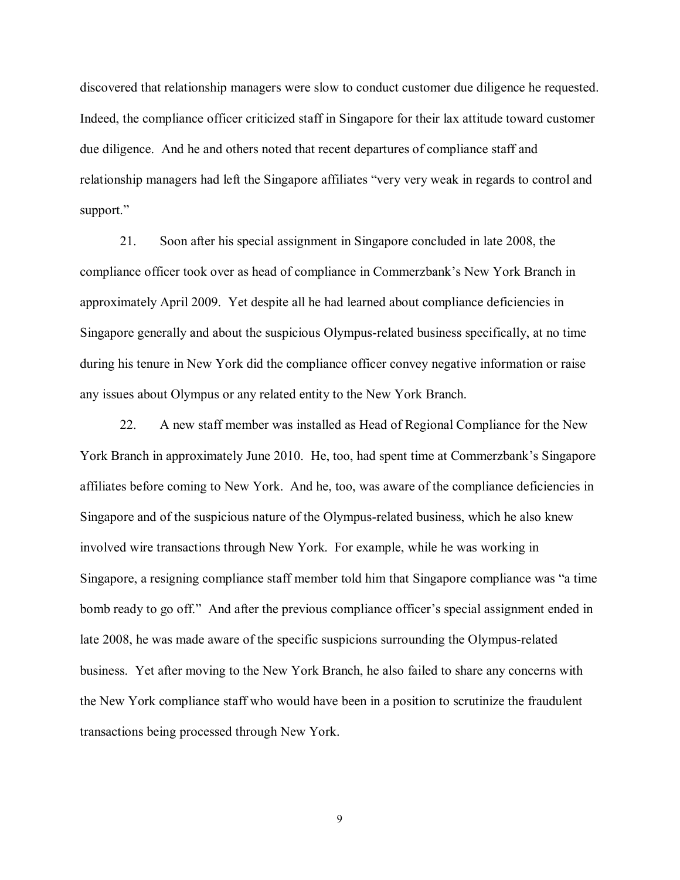discovered that relationship managers were slow to conduct customer due diligence he requested. Indeed, the compliance officer criticized staff in Singapore for their lax attitude toward customer due diligence. And he and others noted that recent departures of compliance staff and relationship managers had left the Singapore affiliates "very very weak in regards to control and support."

21. Soon after his special assignment in Singapore concluded in late 2008, the compliance officer took over as head of compliance in Commerzbank's New York Branch in approximately April 2009. Yet despite all he had learned about compliance deficiencies in Singapore generally and about the suspicious Olympus-related business specifically, at no time during his tenure in New York did the compliance officer convey negative information or raise any issues about Olympus or any related entity to the New York Branch.

22. A new staff member was installed as Head of Regional Compliance for the New York Branch in approximately June 2010. He, too, had spent time at Commerzbank's Singapore affiliates before coming to New York. And he, too, was aware of the compliance deficiencies in Singapore and of the suspicious nature of the Olympus-related business, which he also knew involved wire transactions through New York. For example, while he was working in Singapore, a resigning compliance staff member told him that Singapore compliance was "a time bomb ready to go off." And after the previous compliance officer's special assignment ended in late 2008, he was made aware of the specific suspicions surrounding the Olympus-related business. Yet after moving to the New York Branch, he also failed to share any concerns with the New York compliance staff who would have been in a position to scrutinize the fraudulent transactions being processed through New York.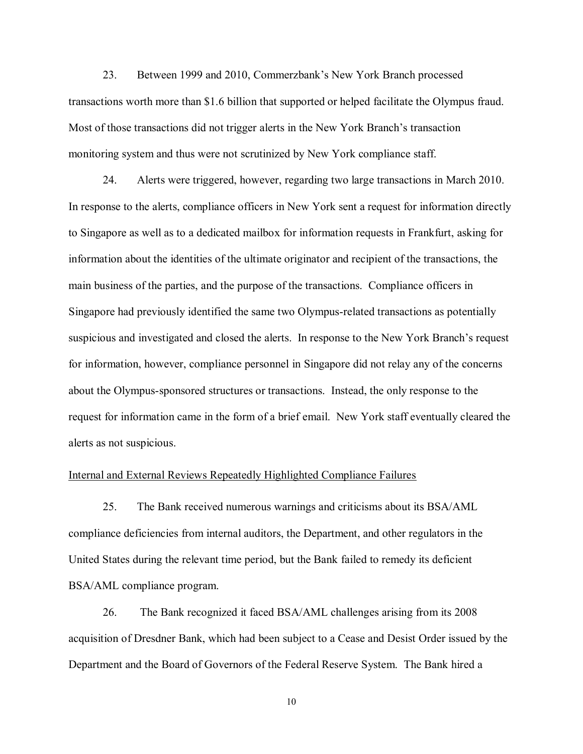23. Between 1999 and 2010, Commerzbank's New York Branch processed transactions worth more than $1.6 billion that supported or helped facilitate the Olympus fraud. Most of those transactions did not trigger alerts in the New York Branch's transaction monitoring system and thus were not scrutinized by New York compliance staff.

24. Alerts were triggered, however, regarding two large transactions in March 2010. In response to the alerts, compliance officers in New York sent a request for information directly to Singapore as well as to a dedicated mailbox for information requests in Frankfurt, asking for information about the identities of the ultimate originator and recipient of the transactions, the main business of the parties, and the purpose of the transactions. Compliance officers in Singapore had previously identified the same two Olympus-related transactions as potentially suspicious and investigated and closed the alerts. In response to the New York Branch's request for information, however, compliance personnel in Singapore did not relay any of the concerns about the Olympus-sponsored structures or transactions. Instead, the only response to the request for information came in the form of a brief email. New York staff eventually cleared the alerts as not suspicious.

<u>Internal and External Reviews Repeatedly Highlighted Compliance Failures</u>

25. The Bank received numerous warnings and criticisms about its BSA/AML compliance deficiencies from internal auditors, the Department, and other regulators in the United States during the relevant time period, but the Bank failed to remedy its deficient BSA/AML compliance program.

26. The Bank recognized it faced BSA/AML challenges arising from its 2008 acquisition of Dresdner Bank, which had been subject to a Cease and Desist Order issued by the Department and the Board of Governors of the Federal Reserve System. The Bank hired a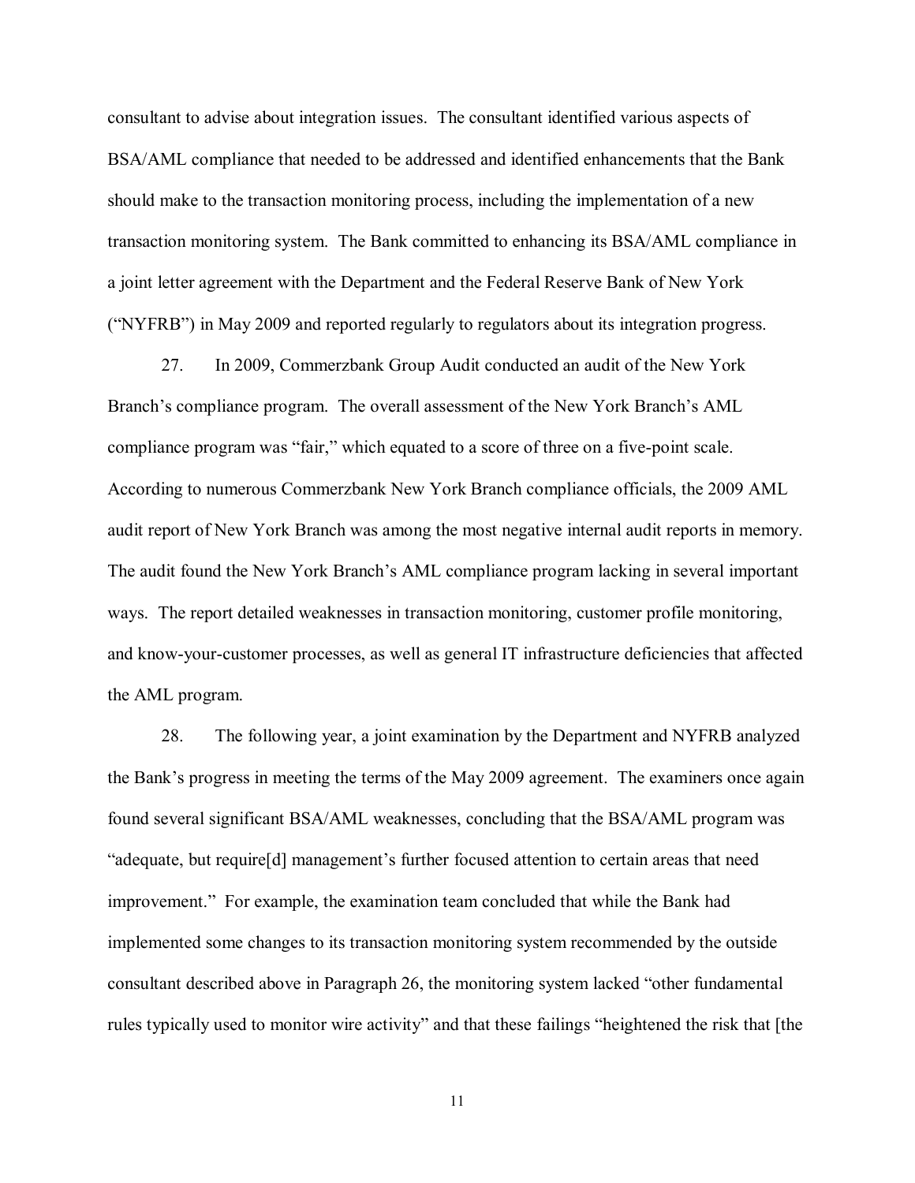consultant to advise about integration issues. The consultant identified various aspects of BSA/AML compliance that needed to be addressed and identified enhancements that the Bank should make to the transaction monitoring process, including the implementation of a new transaction monitoring system. The Bank committed to enhancing its BSA/AML compliance in a joint letter agreement with the Department and the Federal Reserve Bank of New York ("NYFRB") in May 2009 and reported regularly to regulators about its integration progress.

27. In 2009, Commerzbank Group Audit conducted an audit of the New York Branch's compliance program. The overall assessment of the New York Branch's AML compliance program was "fair," which equated to a score of three on a five-point scale. According to numerous Commerzbank New York Branch compliance officials, the 2009 AML audit report of New York Branch was among the most negative internal audit reports in memory. The audit found the New York Branch's AML compliance program lacking in several important ways. The report detailed weaknesses in transaction monitoring, customer profile monitoring, and know-your-customer processes, as well as general IT infrastructure deficiencies that affected the AML program.

28. The following year, a joint examination by the Department and NYFRB analyzed the Bank's progress in meeting the terms of the May 2009 agreement. The examiners once again found several significant BSA/AML weaknesses, concluding that the BSA/AML program was "adequate, but require[d] management's further focused attention to certain areas that need improvement." For example, the examination team concluded that while the Bank had implemented some changes to its transaction monitoring system recommended by the outside consultant described above in Paragraph 26, the monitoring system lacked "other fundamental rules typically used to monitor wire activity" and that these failings "heightened the risk that [the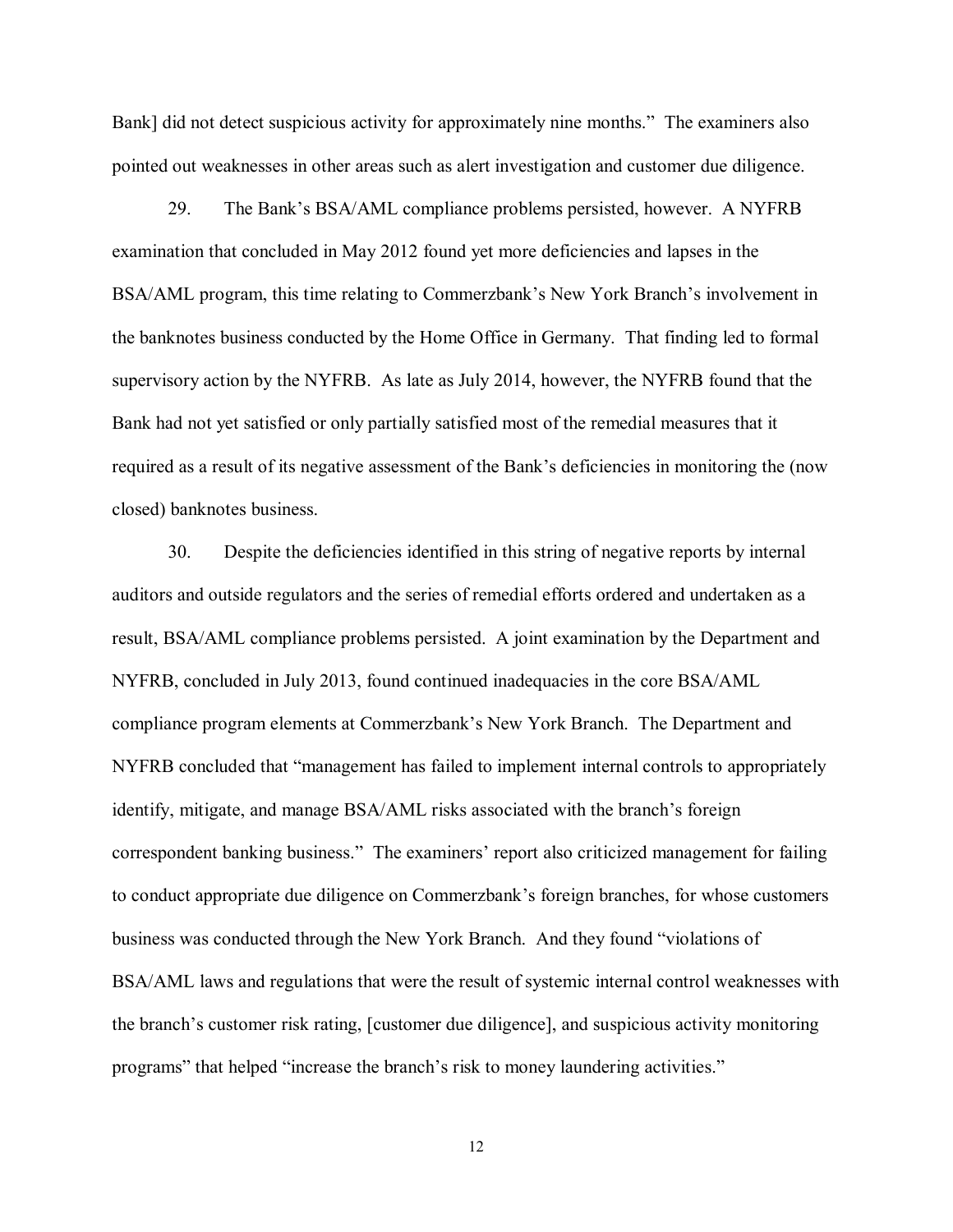Bank] did not detect suspicious activity for approximately nine months." The examiners also pointed out weaknesses in other areas such as alert investigation and customer due diligence.

29. The Bank's BSA/AML compliance problems persisted, however. A NYFRB examination that concluded in May 2012 found yet more deficiencies and lapses in the BSA/AML program, this time relating to Commerzbank's New York Branch's involvement in the banknotes business conducted by the Home Office in Germany. That finding led to formal supervisory action by the NYFRB. As late as July 2014, however, the NYFRB found that the Bank had not yet satisfied or only partially satisfied most of the remedial measures that it required as a result of its negative assessment of the Bank's deficiencies in monitoring the (now closed) banknotes business.

30. Despite the deficiencies identified in this string of negative reports by internal auditors and outside regulators and the series of remedial efforts ordered and undertaken as a result, BSA/AML compliance problems persisted. A joint examination by the Department and NYFRB, concluded in July 2013, found continued inadequacies in the core BSA/AML compliance program elements at Commerzbank's New York Branch. The Department and NYFRB concluded that "management has failed to implement internal controls to appropriately identify, mitigate, and manage BSA/AML risks associated with the branch's foreign correspondent banking business." The examiners' report also criticized management for failing to conduct appropriate due diligence on Commerzbank's foreign branches, for whose customers business was conducted through the New York Branch. And they found "violations of BSA/AML laws and regulations that were the result of systemic internal control weaknesses with the branch's customer risk rating, [customer due diligence], and suspicious activity monitoring programs" that helped "increase the branch's risk to money laundering activities."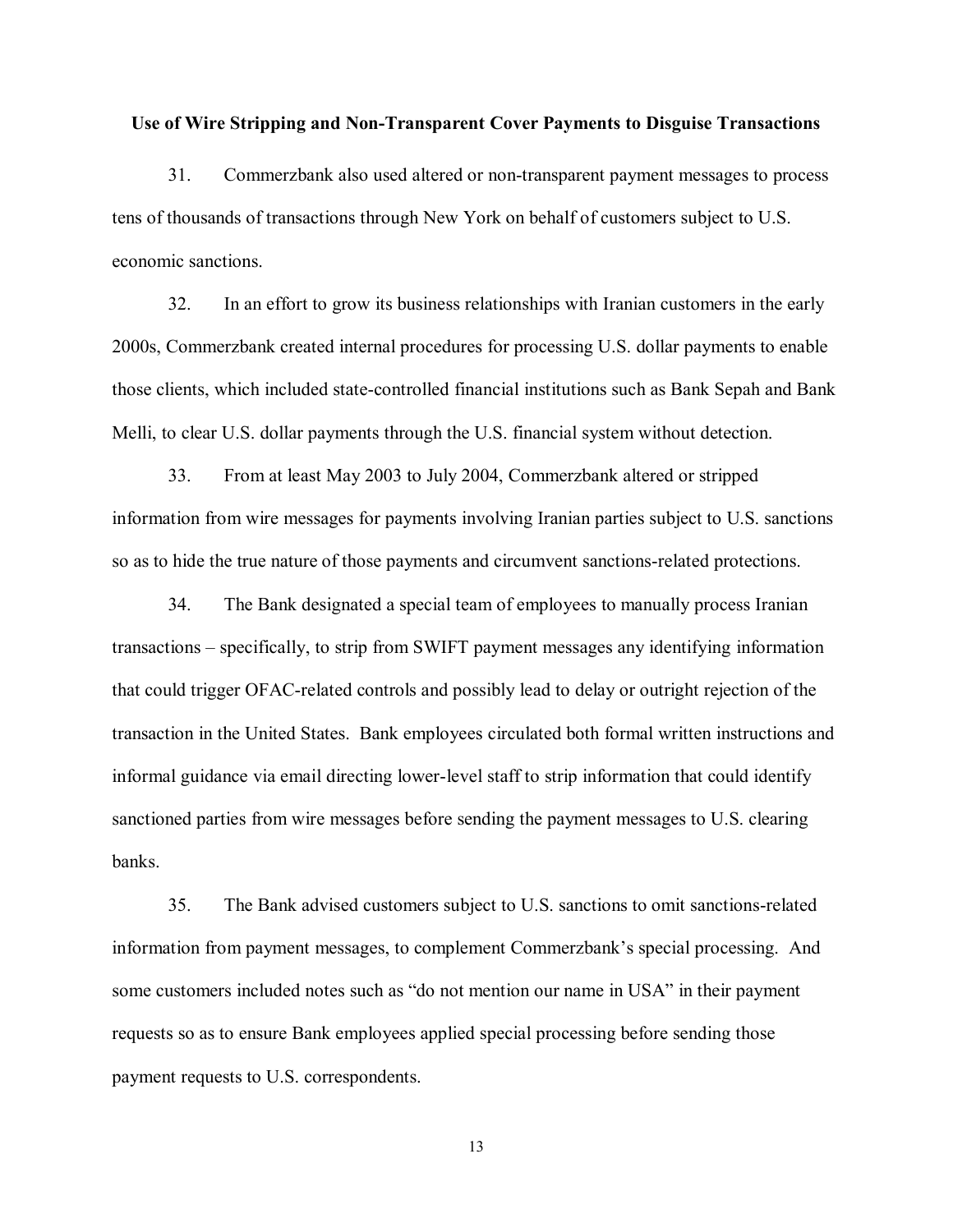**Use of Wire Stripping and Non-Transparent Cover Payments to Disguise Transactions**

31. Commerzbank also used altered or non-transparent payment messages to process tens of thousands of transactions through New York on behalf of customers subject to U.S. economic sanctions.

32. In an effort to grow its business relationships with Iranian customers in the early 2000s, Commerzbank created internal procedures for processing U.S. dollar payments to enable those clients, which included state-controlled financial institutions such as Bank Sepah and Bank Melli, to clear U.S. dollar payments through the U.S. financial system without detection.

33. From at least May 2003 to July 2004, Commerzbank altered or stripped information from wire messages for payments involving Iranian parties subject to U.S. sanctions so as to hide the true nature of those payments and circumvent sanctions-related protections.

34. The Bank designated a special team of employees to manually process Iranian transactions – specifically, to strip from SWIFT payment messages any identifying information that could trigger OFAC-related controls and possibly lead to delay or outright rejection of the transaction in the United States. Bank employees circulated both formal written instructions and informal guidance via email directing lower-level staff to strip information that could identify sanctioned parties from wire messages before sending the payment messages to U.S. clearing banks.

35. The Bank advised customers subject to U.S. sanctions to omit sanctions-related information from payment messages, to complement Commerzbank's special processing. And some customers included notes such as "do not mention our name in USA" in their payment requests so as to ensure Bank employees applied special processing before sending those payment requests to U.S. correspondents.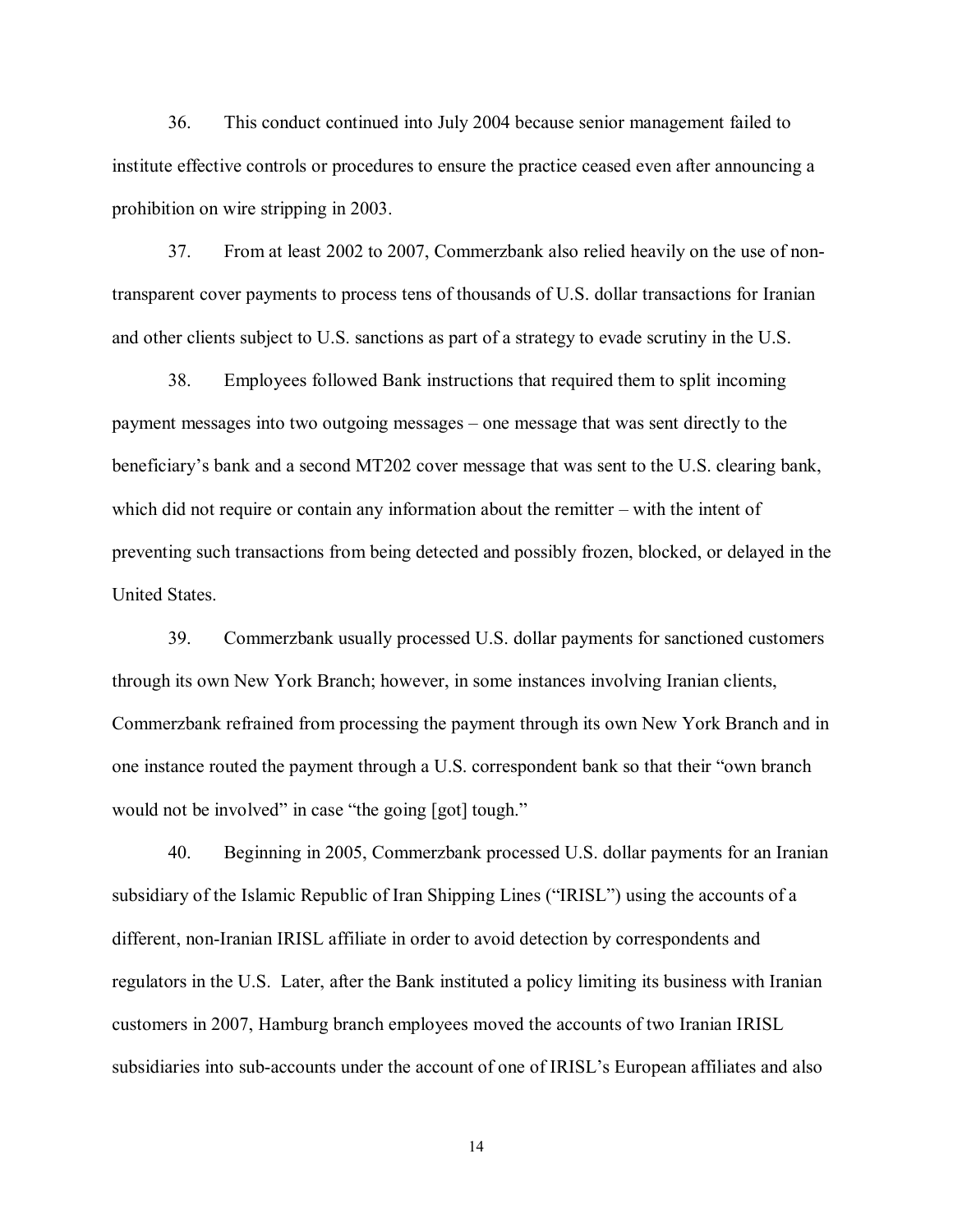36. This conduct continued into July 2004 because senior management failed to institute effective controls or procedures to ensure the practice ceased even after announcing a prohibition on wire stripping in 2003.

37. From at least 2002 to 2007, Commerzbank also relied heavily on the use of non-transparent cover payments to process tens of thousands of U.S. dollar transactions for Iranian and other clients subject to U.S. sanctions as part of a strategy to evade scrutiny in the U.S.

38. Employees followed Bank instructions that required them to split incoming payment messages into two outgoing messages – one message that was sent directly to the beneficiary's bank and a second MT202 cover message that was sent to the U.S. clearing bank, which did not require or contain any information about the remitter – with the intent of preventing such transactions from being detected and possibly frozen, blocked, or delayed in the United States.

39. Commerzbank usually processed U.S. dollar payments for sanctioned customers through its own New York Branch; however, in some instances involving Iranian clients, Commerzbank refrained from processing the payment through its own New York Branch and in one instance routed the payment through a U.S. correspondent bank so that their "own branch would not be involved" in case "the going [got] tough."

40. Beginning in 2005, Commerzbank processed U.S. dollar payments for an Iranian subsidiary of the Islamic Republic of Iran Shipping Lines ("IRISL") using the accounts of a different, non-Iranian IRISL affiliate in order to avoid detection by correspondents and regulators in the U.S. Later, after the Bank instituted a policy limiting its business with Iranian customers in 2007, Hamburg branch employees moved the accounts of two Iranian IRISL subsidiaries into sub-accounts under the account of one of IRISL's European affiliates and also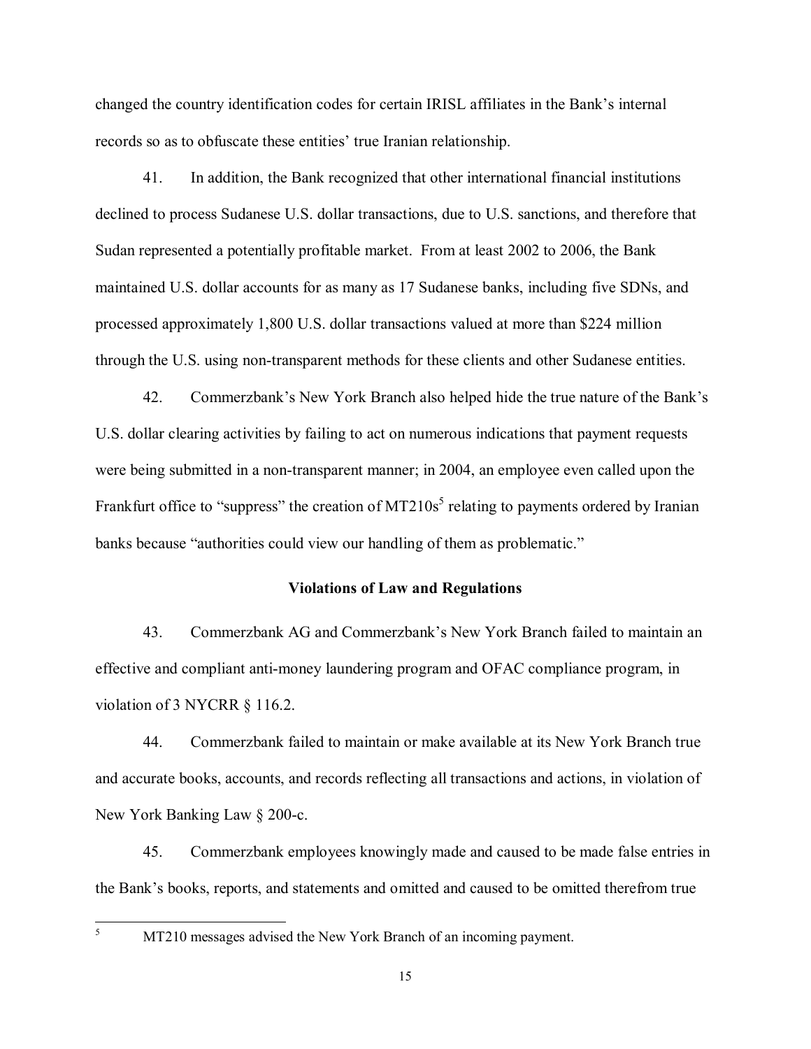changed the country identification codes for certain IRISL affiliates in the Bank's internal records so as to obfuscate these entities' true Iranian relationship.

41. In addition, the Bank recognized that other international financial institutions declined to process Sudanese U.S. dollar transactions, due to U.S. sanctions, and therefore that Sudan represented a potentially profitable market. From at least 2002 to 2006, the Bank maintained U.S. dollar accounts for as many as 17 Sudanese banks, including five SDNs, and processed approximately 1,800 U.S. dollar transactions valued at more than $224 million through the U.S. using non-transparent methods for these clients and other Sudanese entities.

42. Commerzbank's New York Branch also helped hide the true nature of the Bank's U.S. dollar clearing activities by failing to act on numerous indications that payment requests were being submitted in a non-transparent manner; in 2004, an employee even called upon the Frankfurt office to "suppress" the creation of MT210s[5] relating to payments ordered by Iranian banks because "authorities could view our handling of them as problematic."

### Violations of Law and Regulations

43. Commerzbank AG and Commerzbank's New York Branch failed to maintain an effective and compliant anti-money laundering program and OFAC compliance program, in violation of 3 NYCRR § 116.2.

44. Commerzbank failed to maintain or make available at its New York Branch true and accurate books, accounts, and records reflecting all transactions and actions, in violation of New York Banking Law § 200-c.

45. Commerzbank employees knowingly made and caused to be made false entries in the Bank's books, reports, and statements and omitted and caused to be omitted therefrom true

---

[5] MT210 messages advised the New York Branch of an incoming payment.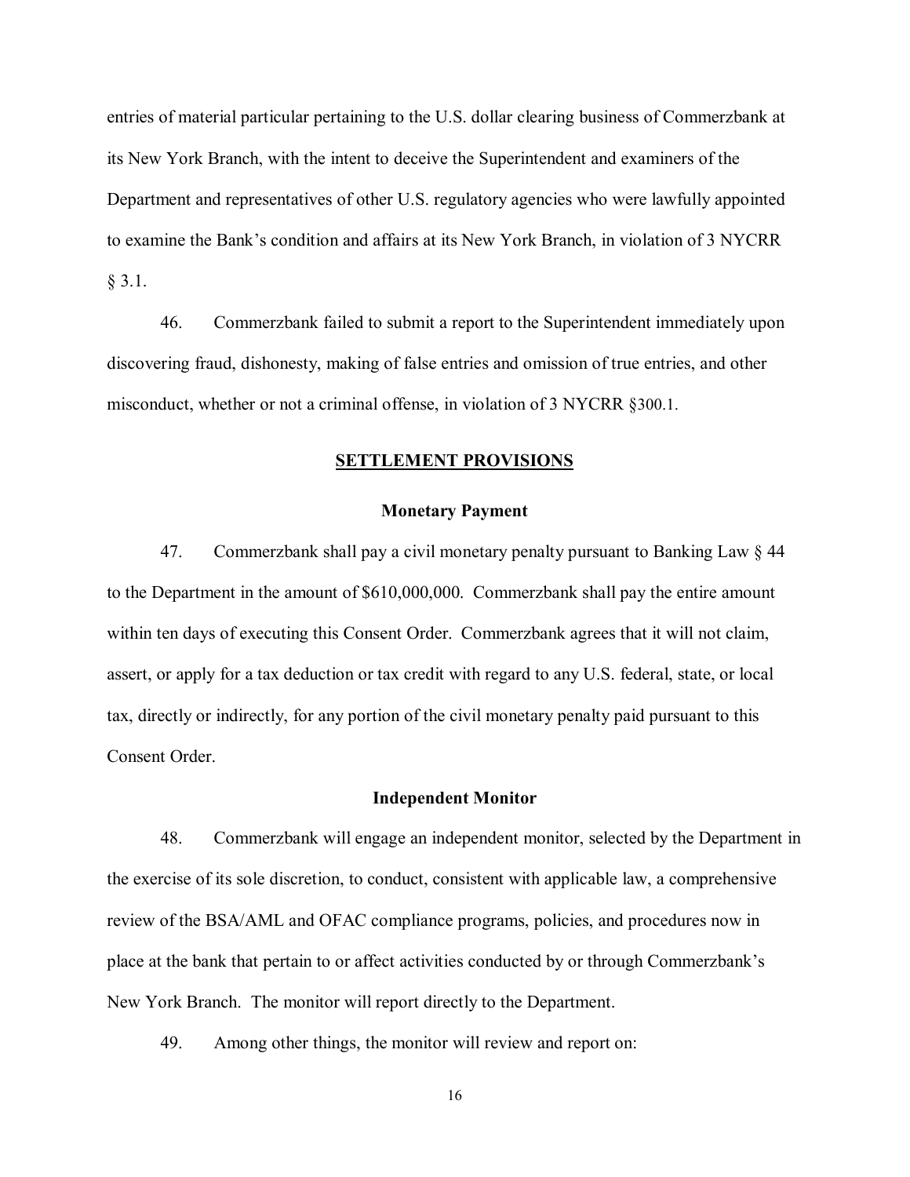entries of material particular pertaining to the U.S. dollar clearing business of Commerzbank at its New York Branch, with the intent to deceive the Superintendent and examiners of the Department and representatives of other U.S. regulatory agencies who were lawfully appointed to examine the Bank's condition and affairs at its New York Branch, in violation of 3 NYCRR § 3.1.

46. Commerzbank failed to submit a report to the Superintendent immediately upon discovering fraud, dishonesty, making of false entries and omission of true entries, and other misconduct, whether or not a criminal offense, in violation of 3 NYCRR §300.1.

## SETTLEMENT PROVISIONS

### Monetary Payment

47. Commerzbank shall pay a civil monetary penalty pursuant to Banking Law § 44 to the Department in the amount of $610,000,000. Commerzbank shall pay the entire amount within ten days of executing this Consent Order. Commerzbank agrees that it will not claim, assert, or apply for a tax deduction or tax credit with regard to any U.S. federal, state, or local tax, directly or indirectly, for any portion of the civil monetary penalty paid pursuant to this Consent Order.

### Independent Monitor

48. Commerzbank will engage an independent monitor, selected by the Department in the exercise of its sole discretion, to conduct, consistent with applicable law, a comprehensive review of the BSA/AML and OFAC compliance programs, policies, and procedures now in place at the bank that pertain to or affect activities conducted by or through Commerzbank's New York Branch. The monitor will report directly to the Department.

49. Among other things, the monitor will review and report on: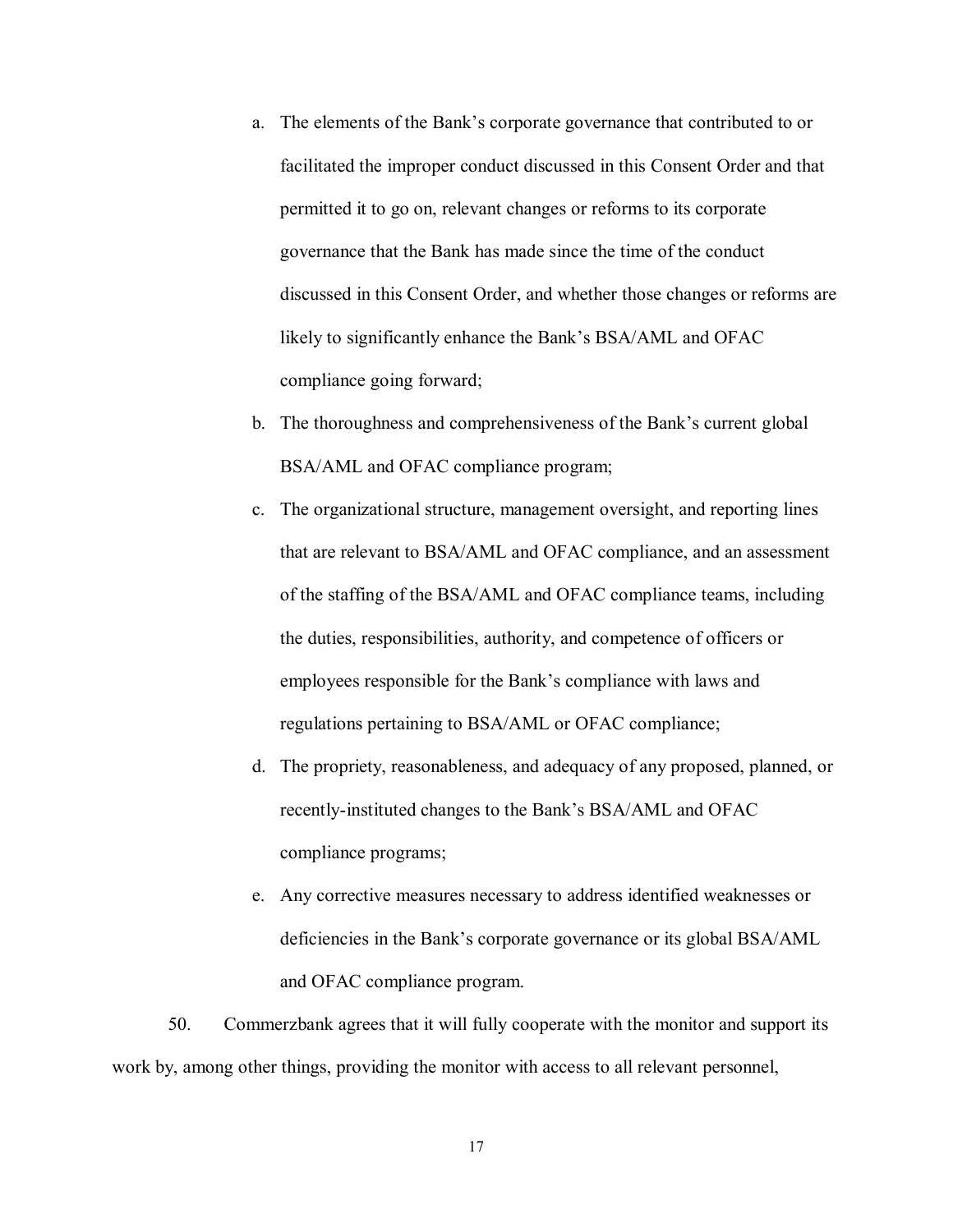a. The elements of the Bank's corporate governance that contributed to or facilitated the improper conduct discussed in this Consent Order and that permitted it to go on, relevant changes or reforms to its corporate governance that the Bank has made since the time of the conduct discussed in this Consent Order, and whether those changes or reforms are likely to significantly enhance the Bank's BSA/AML and OFAC compliance going forward;

b. The thoroughness and comprehensiveness of the Bank's current global BSA/AML and OFAC compliance program;

c. The organizational structure, management oversight, and reporting lines that are relevant to BSA/AML and OFAC compliance, and an assessment of the staffing of the BSA/AML and OFAC compliance teams, including the duties, responsibilities, authority, and competence of officers or employees responsible for the Bank's compliance with laws and regulations pertaining to BSA/AML or OFAC compliance;

d. The propriety, reasonableness, and adequacy of any proposed, planned, or recently-instituted changes to the Bank's BSA/AML and OFAC compliance programs;

e. Any corrective measures necessary to address identified weaknesses or deficiencies in the Bank's corporate governance or its global BSA/AML and OFAC compliance program.

50. Commerzbank agrees that it will fully cooperate with the monitor and support its work by, among other things, providing the monitor with access to all relevant personnel,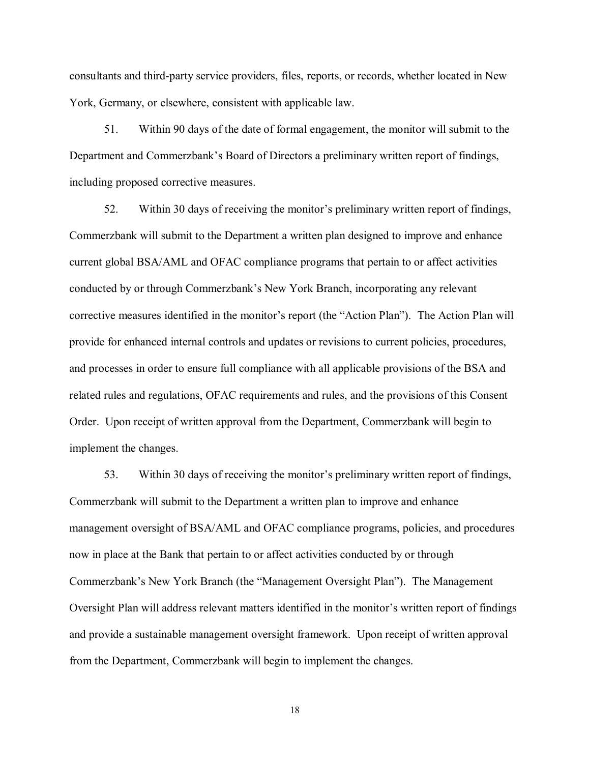consultants and third-party service providers, files, reports, or records, whether located in New York, Germany, or elsewhere, consistent with applicable law.

51. Within 90 days of the date of formal engagement, the monitor will submit to the Department and Commerzbank's Board of Directors a preliminary written report of findings, including proposed corrective measures.

52. Within 30 days of receiving the monitor's preliminary written report of findings, Commerzbank will submit to the Department a written plan designed to improve and enhance current global BSA/AML and OFAC compliance programs that pertain to or affect activities conducted by or through Commerzbank's New York Branch, incorporating any relevant corrective measures identified in the monitor's report (the "Action Plan"). The Action Plan will provide for enhanced internal controls and updates or revisions to current policies, procedures, and processes in order to ensure full compliance with all applicable provisions of the BSA and related rules and regulations, OFAC requirements and rules, and the provisions of this Consent Order. Upon receipt of written approval from the Department, Commerzbank will begin to implement the changes.

53. Within 30 days of receiving the monitor's preliminary written report of findings, Commerzbank will submit to the Department a written plan to improve and enhance management oversight of BSA/AML and OFAC compliance programs, policies, and procedures now in place at the Bank that pertain to or affect activities conducted by or through Commerzbank's New York Branch (the "Management Oversight Plan"). The Management Oversight Plan will address relevant matters identified in the monitor's written report of findings and provide a sustainable management oversight framework. Upon receipt of written approval from the Department, Commerzbank will begin to implement the changes.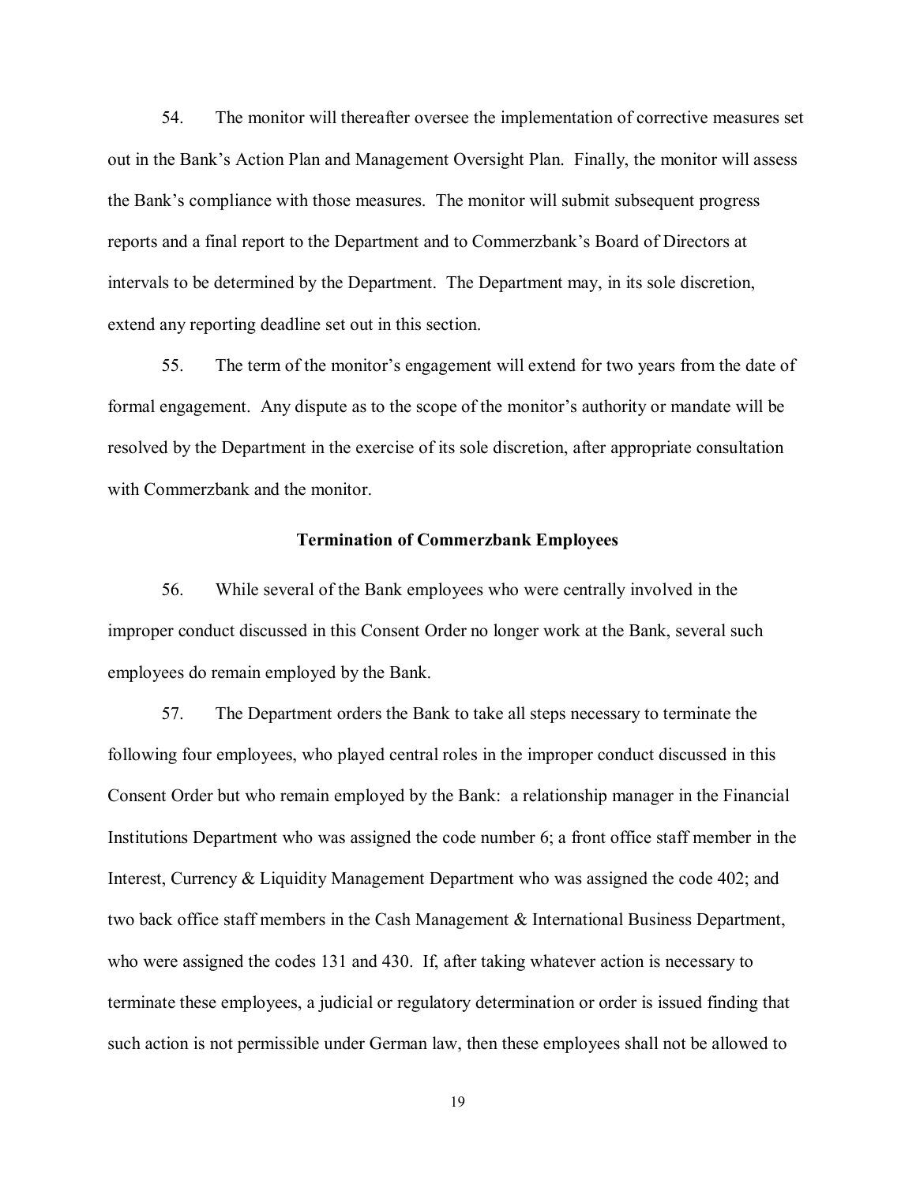54. The monitor will thereafter oversee the implementation of corrective measures set out in the Bank's Action Plan and Management Oversight Plan. Finally, the monitor will assess the Bank's compliance with those measures. The monitor will submit subsequent progress reports and a final report to the Department and to Commerzbank's Board of Directors at intervals to be determined by the Department. The Department may, in its sole discretion, extend any reporting deadline set out in this section.

55. The term of the monitor's engagement will extend for two years from the date of formal engagement. Any dispute as to the scope of the monitor's authority or mandate will be resolved by the Department in the exercise of its sole discretion, after appropriate consultation with Commerzbank and the monitor.

### Termination of Commerzbank Employees

56. While several of the Bank employees who were centrally involved in the improper conduct discussed in this Consent Order no longer work at the Bank, several such employees do remain employed by the Bank.

57. The Department orders the Bank to take all steps necessary to terminate the following four employees, who played central roles in the improper conduct discussed in this Consent Order but who remain employed by the Bank: a relationship manager in the Financial Institutions Department who was assigned the code number 6; a front office staff member in the Interest, Currency & Liquidity Management Department who was assigned the code 402; and two back office staff members in the Cash Management & International Business Department, who were assigned the codes 131 and 430. If, after taking whatever action is necessary to terminate these employees, a judicial or regulatory determination or order is issued finding that such action is not permissible under German law, then these employees shall not be allowed to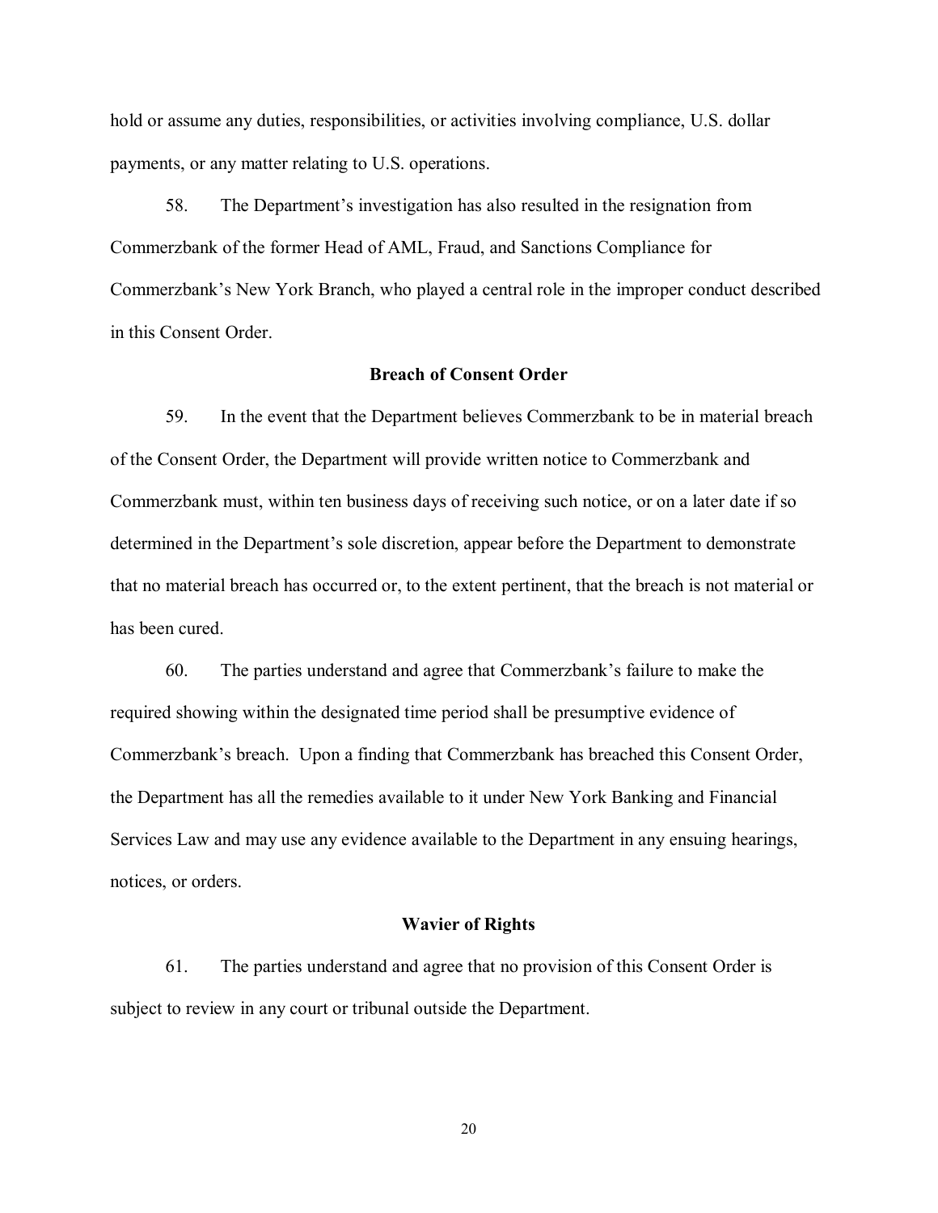hold or assume any duties, responsibilities, or activities involving compliance, U.S. dollar payments, or any matter relating to U.S. operations.

58. The Department's investigation has also resulted in the resignation from Commerzbank of the former Head of AML, Fraud, and Sanctions Compliance for Commerzbank's New York Branch, who played a central role in the improper conduct described in this Consent Order.

**Breach of Consent Order**

59. In the event that the Department believes Commerzbank to be in material breach of the Consent Order, the Department will provide written notice to Commerzbank and Commerzbank must, within ten business days of receiving such notice, or on a later date if so determined in the Department's sole discretion, appear before the Department to demonstrate that no material breach has occurred or, to the extent pertinent, that the breach is not material or has been cured.

60. The parties understand and agree that Commerzbank's failure to make the required showing within the designated time period shall be presumptive evidence of Commerzbank's breach. Upon a finding that Commerzbank has breached this Consent Order, the Department has all the remedies available to it under New York Banking and Financial Services Law and may use any evidence available to the Department in any ensuing hearings, notices, or orders.

**Wavier of Rights**

61. The parties understand and agree that no provision of this Consent Order is subject to review in any court or tribunal outside the Department.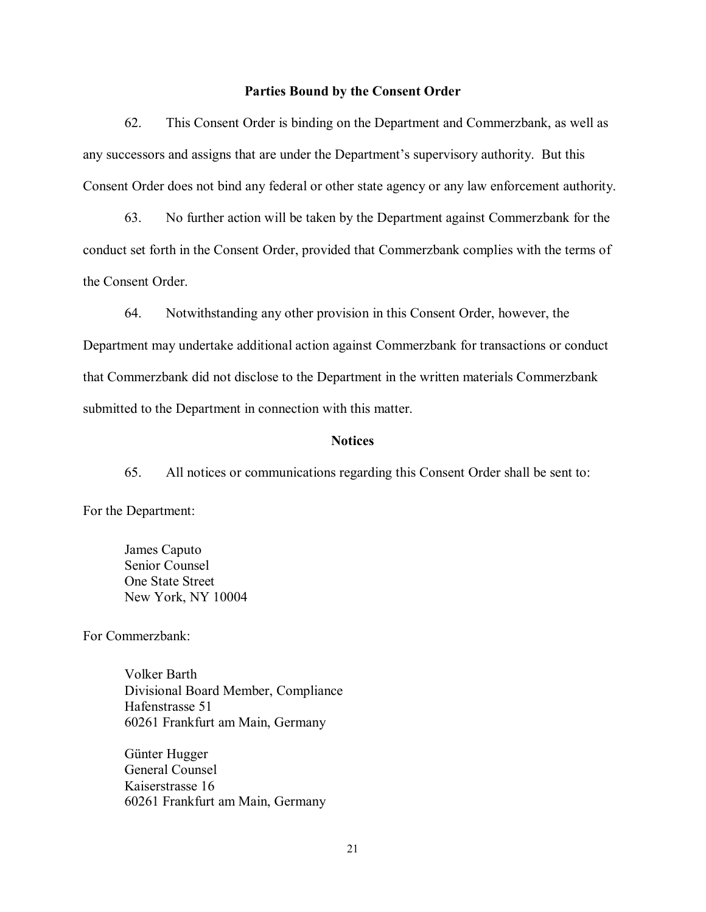### Parties Bound by the Consent Order

62. This Consent Order is binding on the Department and Commerzbank, as well as any successors and assigns that are under the Department's supervisory authority. But this Consent Order does not bind any federal or other state agency or any law enforcement authority.

63. No further action will be taken by the Department against Commerzbank for the conduct set forth in the Consent Order, provided that Commerzbank complies with the terms of the Consent Order.

64. Notwithstanding any other provision in this Consent Order, however, the Department may undertake additional action against Commerzbank for transactions or conduct that Commerzbank did not disclose to the Department in the written materials Commerzbank submitted to the Department in connection with this matter.

### Notices

65. All notices or communications regarding this Consent Order shall be sent to:

For the Department:

James Caputo  
Senior Counsel  
One State Street  
New York, NY 10004

For Commerzbank:

Volker Barth  
Divisional Board Member, Compliance  
Hafenstrasse 51  
60261 Frankfurt am Main, Germany

Günter Hugger  
General Counsel  
Kaiserstrasse 16  
60261 Frankfurt am Main, Germany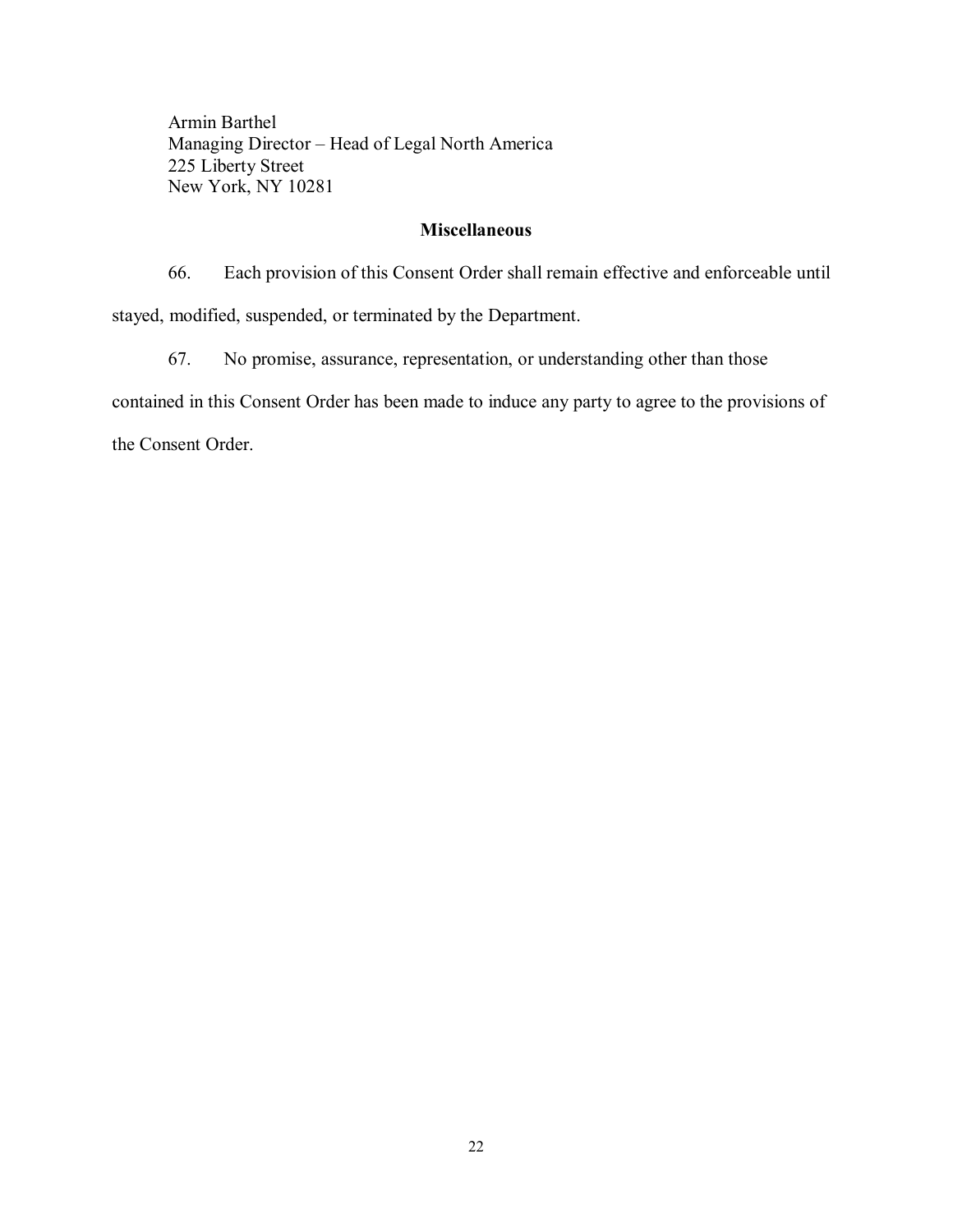Armin Barthel  
Managing Director – Head of Legal North America  
225 Liberty Street  
New York, NY 10281

**Miscellaneous**

66. Each provision of this Consent Order shall remain effective and enforceable until stayed, modified, suspended, or terminated by the Department.

67. No promise, assurance, representation, or understanding other than those contained in this Consent Order has been made to induce any party to agree to the provisions of the Consent Order.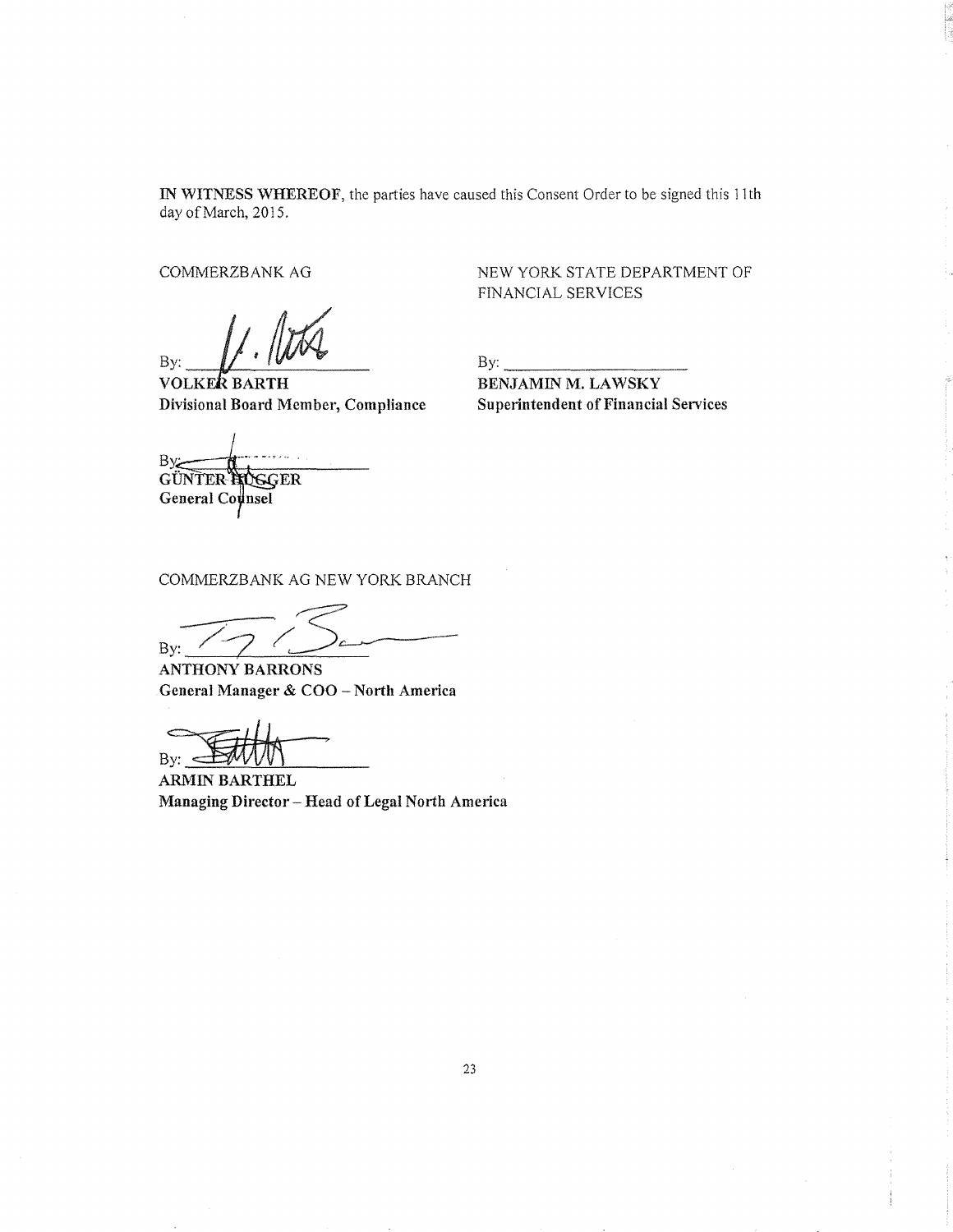**IN WITNESS WHEREOF**, the parties have caused this Consent Order to be signed this 11th day of March, 2015.

COMMERZBANK AG

By: ______________________

**VOLKER BARTH**
**Divisional Board Member, Compliance**

By: ______________________

**GÜNTER HUGGER**
**General Counsel**

NEW YORK STATE DEPARTMENT OF FINANCIAL SERVICES

By: ______________________

**BENJAMIN M. LAWSKY**
**Superintendent of Financial Services**

COMMERZBANK AG NEW YORK BRANCH

By: ______________________

**ANTHONY BARRONS**
**General Manager & COO – North America**

By: ______________________

**ARMIN BARTHEL**
**Managing Director – Head of Legal North America**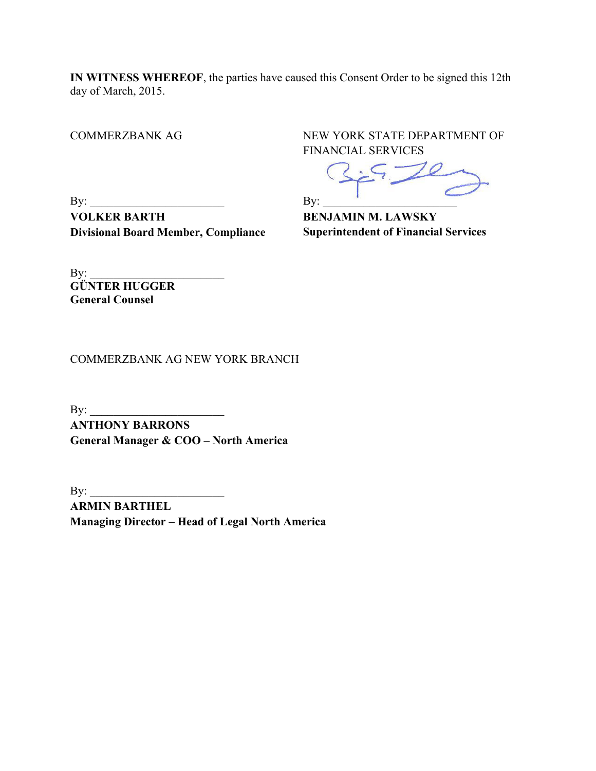**IN WITNESS WHEREOF**, the parties have caused this Consent Order to be signed this 12th day of March, 2015.

COMMERZBANK AG

By: _______________________

**VOLKER BARTH**
**Divisional Board Member, Compliance**

By: _______________________

**GÜNTER HUGGER**
**General Counsel**

NEW YORK STATE DEPARTMENT OF FINANCIAL SERVICES

By: _______________________

**BENJAMIN M. LAWSKY**
**Superintendent of Financial Services**

COMMERZBANK AG NEW YORK BRANCH

By: _______________________

**ANTHONY BARRONS**
**General Manager & COO – North America**

By: _______________________

**ARMIN BARTHEL**
**Managing Director – Head of Legal North America**